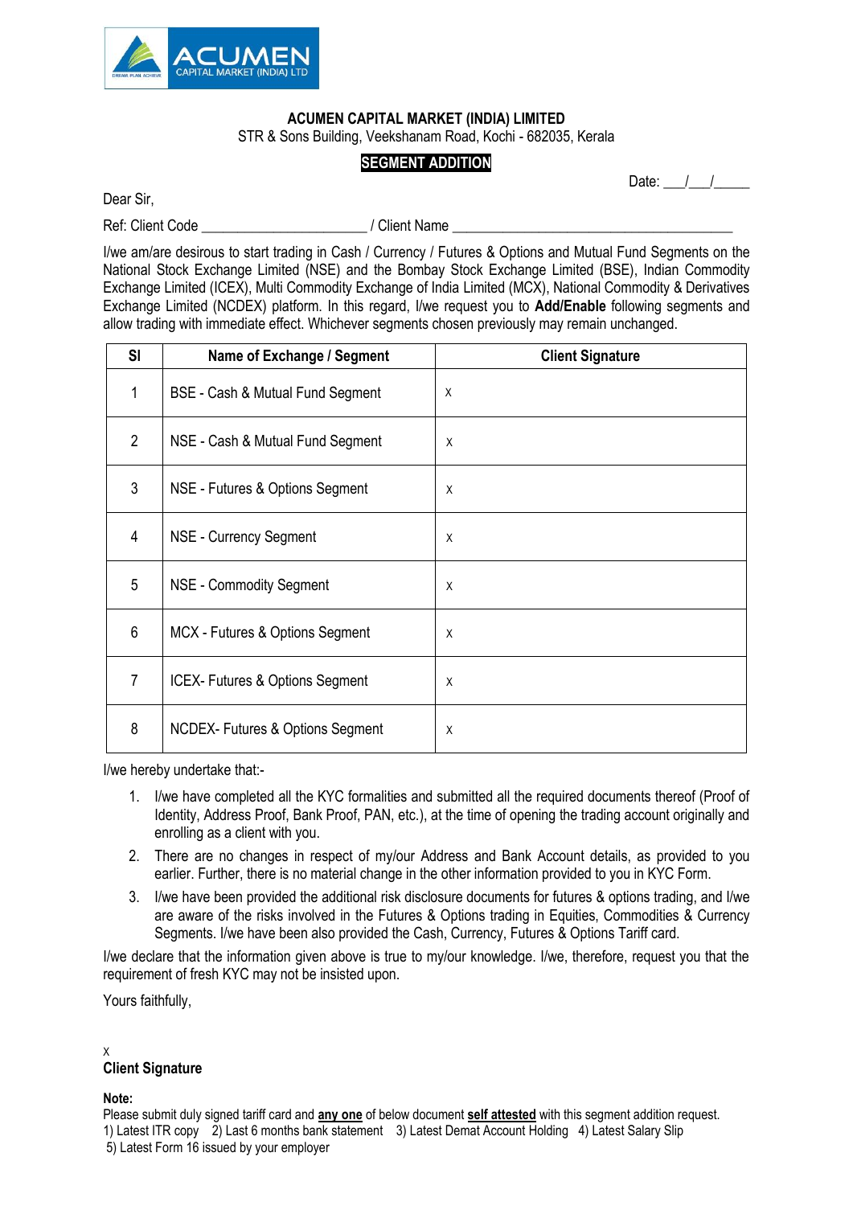ACUMEN CAPITAL MARKET (INDIA) LTD

**ACUMEN CAPITAL MARKET (INDIA) LIMITED**
STR & Sons Building, Veekshanam Road, Kochi - 682035, Kerala

**SEGMENT ADDITION**

Date: ___/___/_____

Dear Sir,

Ref: Client Code ______________________ / Client Name ____________________________________

I/we am/are desirous to start trading in Cash / Currency / Futures & Options and Mutual Fund Segments on the National Stock Exchange Limited (NSE) and the Bombay Stock Exchange Limited (BSE), Indian Commodity Exchange Limited (ICEX), Multi Commodity Exchange of India Limited (MCX), National Commodity & Derivatives Exchange Limited (NCDEX) platform. In this regard, I/we request you to **Add/Enable** following segments and allow trading with immediate effect. Whichever segments chosen previously may remain unchanged.

| Sl | Name of Exchange / Segment | Client Signature |
|---|---|---|
| 1 | BSE - Cash & Mutual Fund Segment | x |
| 2 | NSE - Cash & Mutual Fund Segment | x |
| 3 | NSE - Futures & Options Segment | x |
| 4 | NSE - Currency Segment | x |
| 5 | NSE - Commodity Segment | x |
| 6 | MCX - Futures & Options Segment | x |
| 7 | ICEX- Futures & Options Segment | x |
| 8 | NCDEX- Futures & Options Segment | x |

I/we hereby undertake that:-

1. I/we have completed all the KYC formalities and submitted all the required documents thereof (Proof of Identity, Address Proof, Bank Proof, PAN, etc.), at the time of opening the trading account originally and enrolling as a client with you.
2. There are no changes in respect of my/our Address and Bank Account details, as provided to you earlier. Further, there is no material change in the other information provided to you in KYC Form.
3. I/we have been provided the additional risk disclosure documents for futures & options trading, and I/we are aware of the risks involved in the Futures & Options trading in Equities, Commodities & Currency Segments. I/we have been also provided the Cash, Currency, Futures & Options Tariff card.

I/we declare that the information given above is true to my/our knowledge. I/we, therefore, request you that the requirement of fresh KYC may not be insisted upon.

Yours faithfully,

x
**Client Signature**

**Note:**
Please submit duly signed tariff card and **any one** of below document **self attested** with this segment addition request.
1) Latest ITR copy 2) Last 6 months bank statement 3) Latest Demat Account Holding 4) Latest Salary Slip
5) Latest Form 16 issued by your employer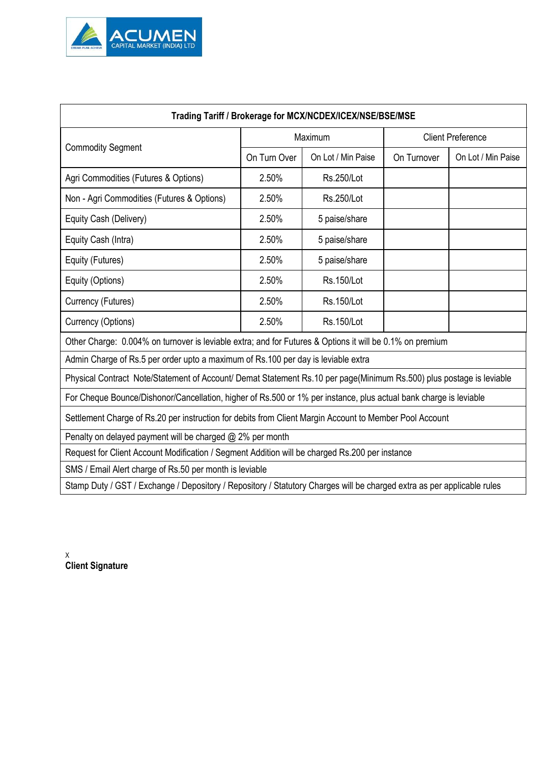| Trading Tariff / Brokerage for MCX/NCDEX/ICEX/NSE/BSE/MSE | | | | |
|---|---|---|---|---|
| Commodity Segment | Maximum | | Client Preference | |
| | On Turn Over | On Lot / Min Paise | On Turnover | On Lot / Min Paise |
| Agri Commodities (Futures & Options) | 2.50% | Rs.250/Lot | | |
| Non - Agri Commodities (Futures & Options) | 2.50% | Rs.250/Lot | | |
| Equity Cash (Delivery) | 2.50% | 5 paise/share | | |
| Equity Cash (Intra) | 2.50% | 5 paise/share | | |
| Equity (Futures) | 2.50% | 5 paise/share | | |
| Equity (Options) | 2.50% | Rs.150/Lot | | |
| Currency (Futures) | 2.50% | Rs.150/Lot | | |
| Currency (Options) | 2.50% | Rs.150/Lot | | |
| Other Charge: 0.004% on turnover is leviable extra; and for Futures & Options it will be 0.1% on premium | | | | |
| Admin Charge of Rs.5 per order upto a maximum of Rs.100 per day is leviable extra | | | | |
| Physical Contract Note/Statement of Account/ Demat Statement Rs.10 per page(Minimum Rs.500) plus postage is leviable | | | | |
| For Cheque Bounce/Dishonor/Cancellation, higher of Rs.500 or 1% per instance, plus actual bank charge is leviable | | | | |
| Settlement Charge of Rs.20 per instruction for debits from Client Margin Account to Member Pool Account | | | | |
| Penalty on delayed payment will be charged @ 2% per month | | | | |
| Request for Client Account Modification / Segment Addition will be charged Rs.200 per instance | | | | |
| SMS / Email Alert charge of Rs.50 per month is leviable | | | | |
| Stamp Duty / GST / Exchange / Depository / Repository / Statutory Charges will be charged extra as per applicable rules | | | | |

X

**Client Signature**